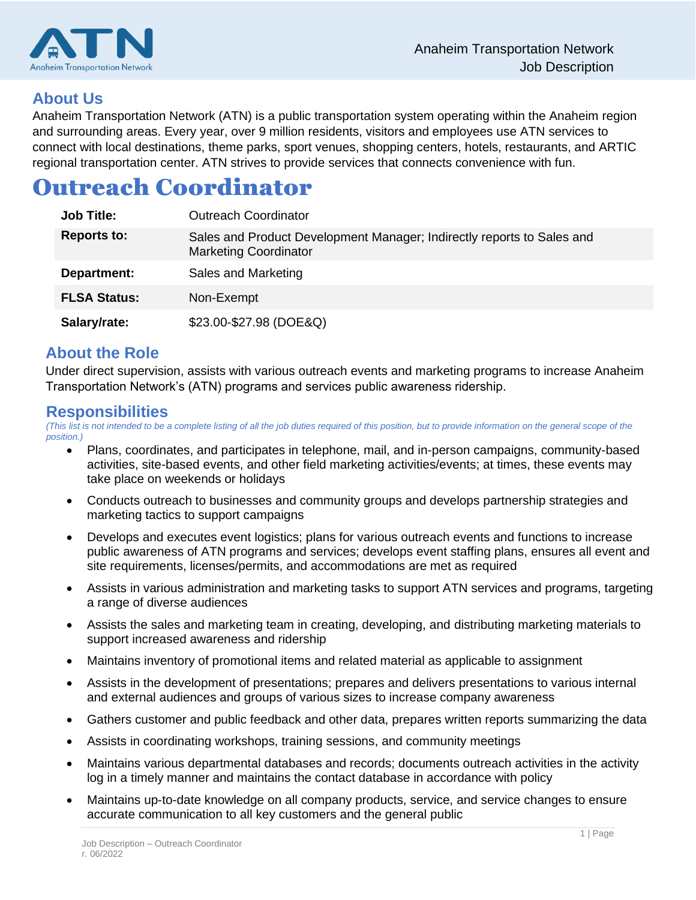## About Us

Anaheim Transportation Network (ATN) is a public transportation system operating within the Anaheim region and surrounding areas. Every year, over 9 million residents, visitors and employees use ATN services to connect with local destinations, theme parks, sport venues, shopping centers, hotels, restaurants, and ARTIC regional transportation center. ATN strives to provide services that connects convenience with fun.

# Outreach Coordinator

| | |
|---|---|
| **Job Title:** | Outreach Coordinator |
| **Reports to:** | Sales and Product Development Manager; Indirectly reports to Sales and Marketing Coordinator |
| **Department:** | Sales and Marketing |
| **FLSA Status:** | Non-Exempt |
| **Salary/rate:** | $23.00-$27.98 (DOE&Q) |

## About the Role

Under direct supervision, assists with various outreach events and marketing programs to increase Anaheim Transportation Network's (ATN) programs and services public awareness ridership.

## Responsibilities

*(This list is not intended to be a complete listing of all the job duties required of this position, but to provide information on the general scope of the position.)*

- Plans, coordinates, and participates in telephone, mail, and in-person campaigns, community-based activities, site-based events, and other field marketing activities/events; at times, these events may take place on weekends or holidays
- Conducts outreach to businesses and community groups and develops partnership strategies and marketing tactics to support campaigns
- Develops and executes event logistics; plans for various outreach events and functions to increase public awareness of ATN programs and services; develops event staffing plans, ensures all event and site requirements, licenses/permits, and accommodations are met as required
- Assists in various administration and marketing tasks to support ATN services and programs, targeting a range of diverse audiences
- Assists the sales and marketing team in creating, developing, and distributing marketing materials to support increased awareness and ridership
- Maintains inventory of promotional items and related material as applicable to assignment
- Assists in the development of presentations; prepares and delivers presentations to various internal and external audiences and groups of various sizes to increase company awareness
- Gathers customer and public feedback and other data, prepares written reports summarizing the data
- Assists in coordinating workshops, training sessions, and community meetings
- Maintains various departmental databases and records; documents outreach activities in the activity log in a timely manner and maintains the contact database in accordance with policy
- Maintains up-to-date knowledge on all company products, service, and service changes to ensure accurate communication to all key customers and the general public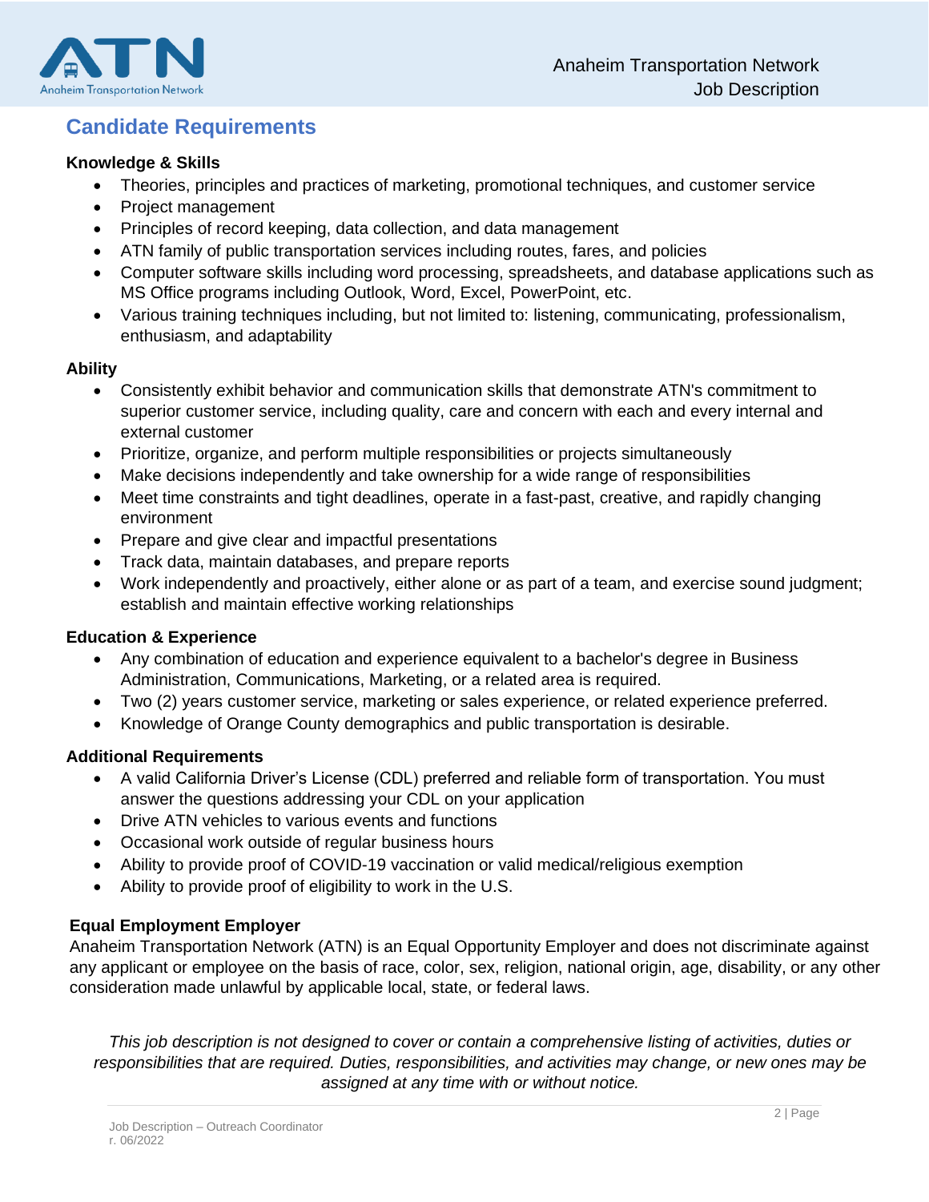## Candidate Requirements

### Knowledge & Skills

- Theories, principles and practices of marketing, promotional techniques, and customer service
- Project management
- Principles of record keeping, data collection, and data management
- ATN family of public transportation services including routes, fares, and policies
- Computer software skills including word processing, spreadsheets, and database applications such as MS Office programs including Outlook, Word, Excel, PowerPoint, etc.
- Various training techniques including, but not limited to: listening, communicating, professionalism, enthusiasm, and adaptability

### Ability

- Consistently exhibit behavior and communication skills that demonstrate ATN's commitment to superior customer service, including quality, care and concern with each and every internal and external customer
- Prioritize, organize, and perform multiple responsibilities or projects simultaneously
- Make decisions independently and take ownership for a wide range of responsibilities
- Meet time constraints and tight deadlines, operate in a fast-past, creative, and rapidly changing environment
- Prepare and give clear and impactful presentations
- Track data, maintain databases, and prepare reports
- Work independently and proactively, either alone or as part of a team, and exercise sound judgment; establish and maintain effective working relationships

### Education & Experience

- Any combination of education and experience equivalent to a bachelor's degree in Business Administration, Communications, Marketing, or a related area is required.
- Two (2) years customer service, marketing or sales experience, or related experience preferred.
- Knowledge of Orange County demographics and public transportation is desirable.

### Additional Requirements

- A valid California Driver's License (CDL) preferred and reliable form of transportation. You must answer the questions addressing your CDL on your application
- Drive ATN vehicles to various events and functions
- Occasional work outside of regular business hours
- Ability to provide proof of COVID-19 vaccination or valid medical/religious exemption
- Ability to provide proof of eligibility to work in the U.S.

### Equal Employment Employer

Anaheim Transportation Network (ATN) is an Equal Opportunity Employer and does not discriminate against any applicant or employee on the basis of race, color, sex, religion, national origin, age, disability, or any other consideration made unlawful by applicable local, state, or federal laws.

*This job description is not designed to cover or contain a comprehensive listing of activities, duties or responsibilities that are required. Duties, responsibilities, and activities may change, or new ones may be assigned at any time with or without notice.*